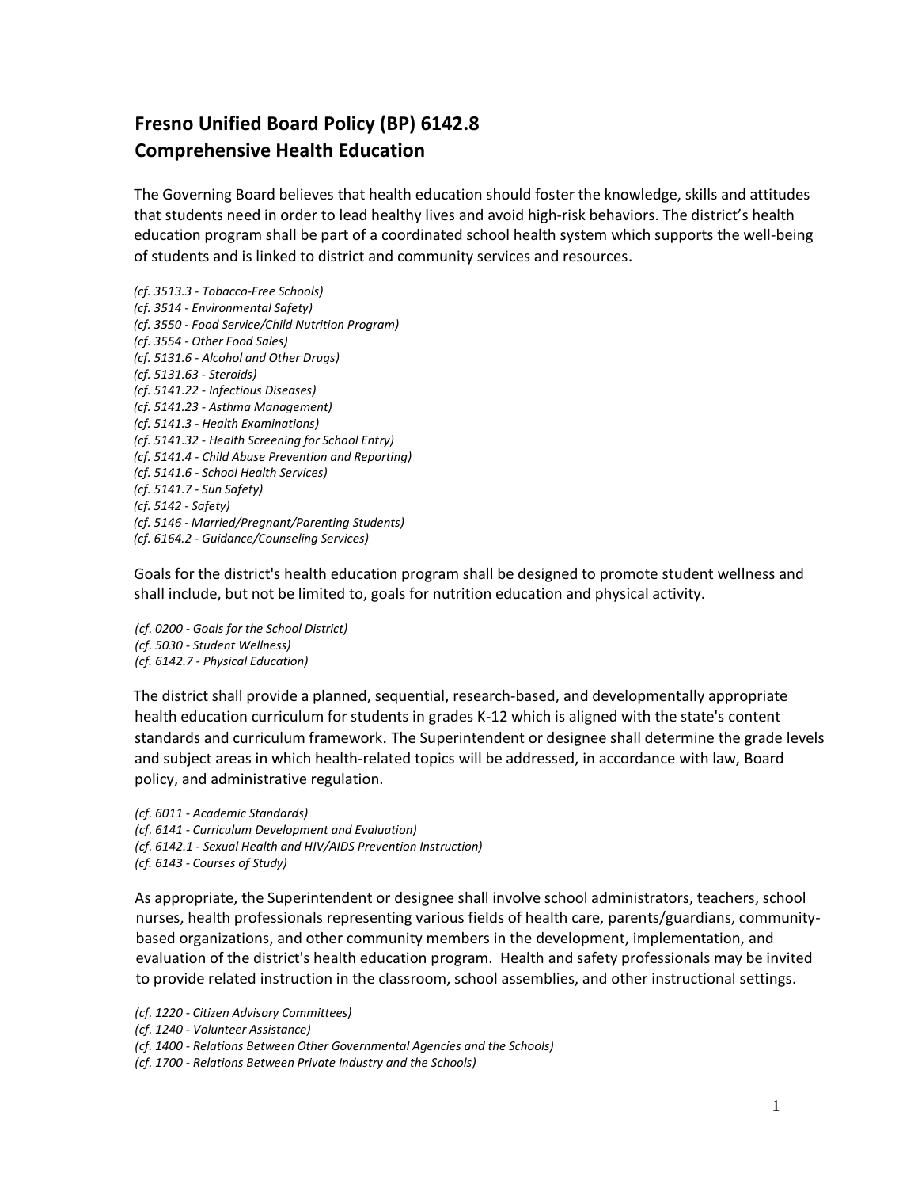# Fresno Unified Board Policy (BP) 6142.8
# Comprehensive Health Education

The Governing Board believes that health education should foster the knowledge, skills and attitudes that students need in order to lead healthy lives and avoid high-risk behaviors. The district's health education program shall be part of a coordinated school health system which supports the well-being of students and is linked to district and community services and resources.

*(cf. 3513.3 - Tobacco-Free Schools)*
*(cf. 3514 - Environmental Safety)*
*(cf. 3550 - Food Service/Child Nutrition Program)*
*(cf. 3554 - Other Food Sales)*
*(cf. 5131.6 - Alcohol and Other Drugs)*
*(cf. 5131.63 - Steroids)*
*(cf. 5141.22 - Infectious Diseases)*
*(cf. 5141.23 - Asthma Management)*
*(cf. 5141.3 - Health Examinations)*
*(cf. 5141.32 - Health Screening for School Entry)*
*(cf. 5141.4 - Child Abuse Prevention and Reporting)*
*(cf. 5141.6 - School Health Services)*
*(cf. 5141.7 - Sun Safety)*
*(cf. 5142 - Safety)*
*(cf. 5146 - Married/Pregnant/Parenting Students)*
*(cf. 6164.2 - Guidance/Counseling Services)*

Goals for the district's health education program shall be designed to promote student wellness and shall include, but not be limited to, goals for nutrition education and physical activity.

*(cf. 0200 - Goals for the School District)*
*(cf. 5030 - Student Wellness)*
*(cf. 6142.7 - Physical Education)*

The district shall provide a planned, sequential, research-based, and developmentally appropriate health education curriculum for students in grades K-12 which is aligned with the state's content standards and curriculum framework. The Superintendent or designee shall determine the grade levels and subject areas in which health-related topics will be addressed, in accordance with law, Board policy, and administrative regulation.

*(cf. 6011 - Academic Standards)*
*(cf. 6141 - Curriculum Development and Evaluation)*
*(cf. 6142.1 - Sexual Health and HIV/AIDS Prevention Instruction)*
*(cf. 6143 - Courses of Study)*

As appropriate, the Superintendent or designee shall involve school administrators, teachers, school nurses, health professionals representing various fields of health care, parents/guardians, community-based organizations, and other community members in the development, implementation, and evaluation of the district's health education program. Health and safety professionals may be invited to provide related instruction in the classroom, school assemblies, and other instructional settings.

*(cf. 1220 - Citizen Advisory Committees)*
*(cf. 1240 - Volunteer Assistance)*
*(cf. 1400 - Relations Between Other Governmental Agencies and the Schools)*
*(cf. 1700 - Relations Between Private Industry and the Schools)*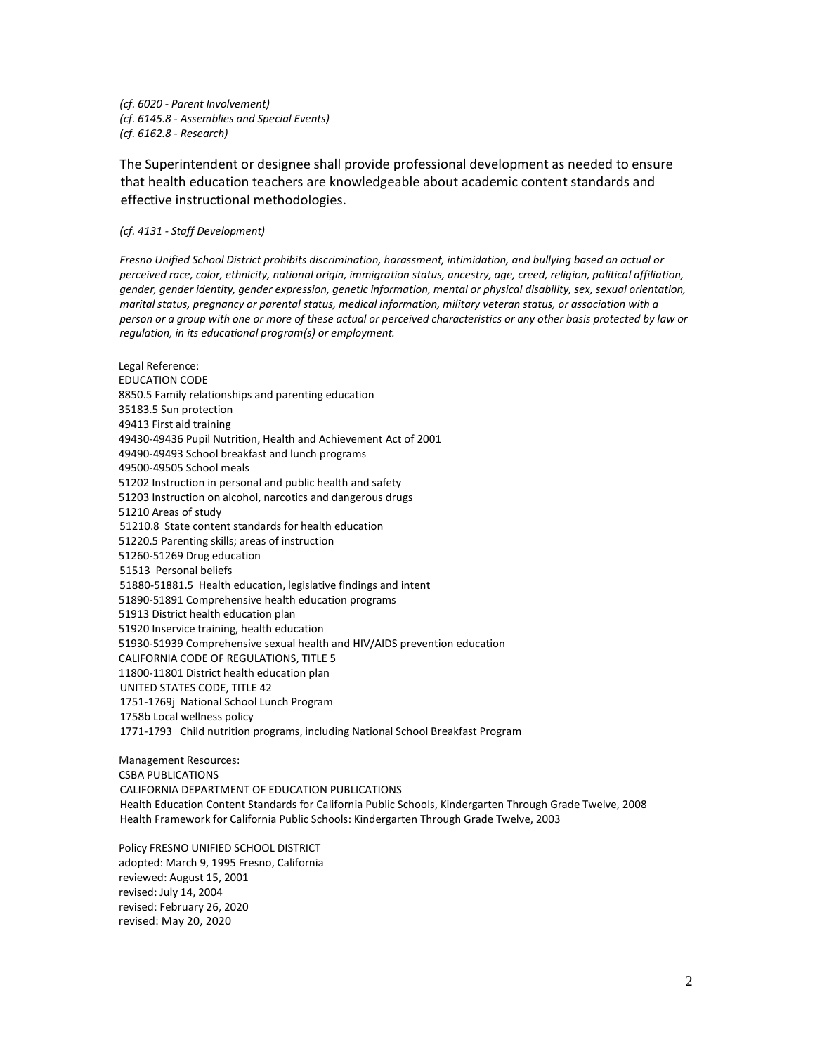*(cf. 6020 - Parent Involvement)*
*(cf. 6145.8 - Assemblies and Special Events)*
*(cf. 6162.8 - Research)*

The Superintendent or designee shall provide professional development as needed to ensure that health education teachers are knowledgeable about academic content standards and effective instructional methodologies.

*(cf. 4131 - Staff Development)*

*Fresno Unified School District prohibits discrimination, harassment, intimidation, and bullying based on actual or perceived race, color, ethnicity, national origin, immigration status, ancestry, age, creed, religion, political affiliation, gender, gender identity, gender expression, genetic information, mental or physical disability, sex, sexual orientation, marital status, pregnancy or parental status, medical information, military veteran status, or association with a person or a group with one or more of these actual or perceived characteristics or any other basis protected by law or regulation, in its educational program(s) or employment.*

Legal Reference:
EDUCATION CODE
8850.5 Family relationships and parenting education
35183.5 Sun protection
49413 First aid training
49430-49436 Pupil Nutrition, Health and Achievement Act of 2001
49490-49493 School breakfast and lunch programs
49500-49505 School meals
51202 Instruction in personal and public health and safety
51203 Instruction on alcohol, narcotics and dangerous drugs
51210 Areas of study
51210.8 State content standards for health education
51220.5 Parenting skills; areas of instruction
51260-51269 Drug education
51513 Personal beliefs
51880-51881.5 Health education, legislative findings and intent
51890-51891 Comprehensive health education programs
51913 District health education plan
51920 Inservice training, health education
51930-51939 Comprehensive sexual health and HIV/AIDS prevention education
CALIFORNIA CODE OF REGULATIONS, TITLE 5
11800-11801 District health education plan
UNITED STATES CODE, TITLE 42
1751-1769j National School Lunch Program
1758b Local wellness policy
1771-1793 Child nutrition programs, including National School Breakfast Program

Management Resources:
CSBA PUBLICATIONS
CALIFORNIA DEPARTMENT OF EDUCATION PUBLICATIONS
Health Education Content Standards for California Public Schools, Kindergarten Through Grade Twelve, 2008
Health Framework for California Public Schools: Kindergarten Through Grade Twelve, 2003

Policy FRESNO UNIFIED SCHOOL DISTRICT
adopted: March 9, 1995 Fresno, California
reviewed: August 15, 2001
revised: July 14, 2004
revised: February 26, 2020
revised: May 20, 2020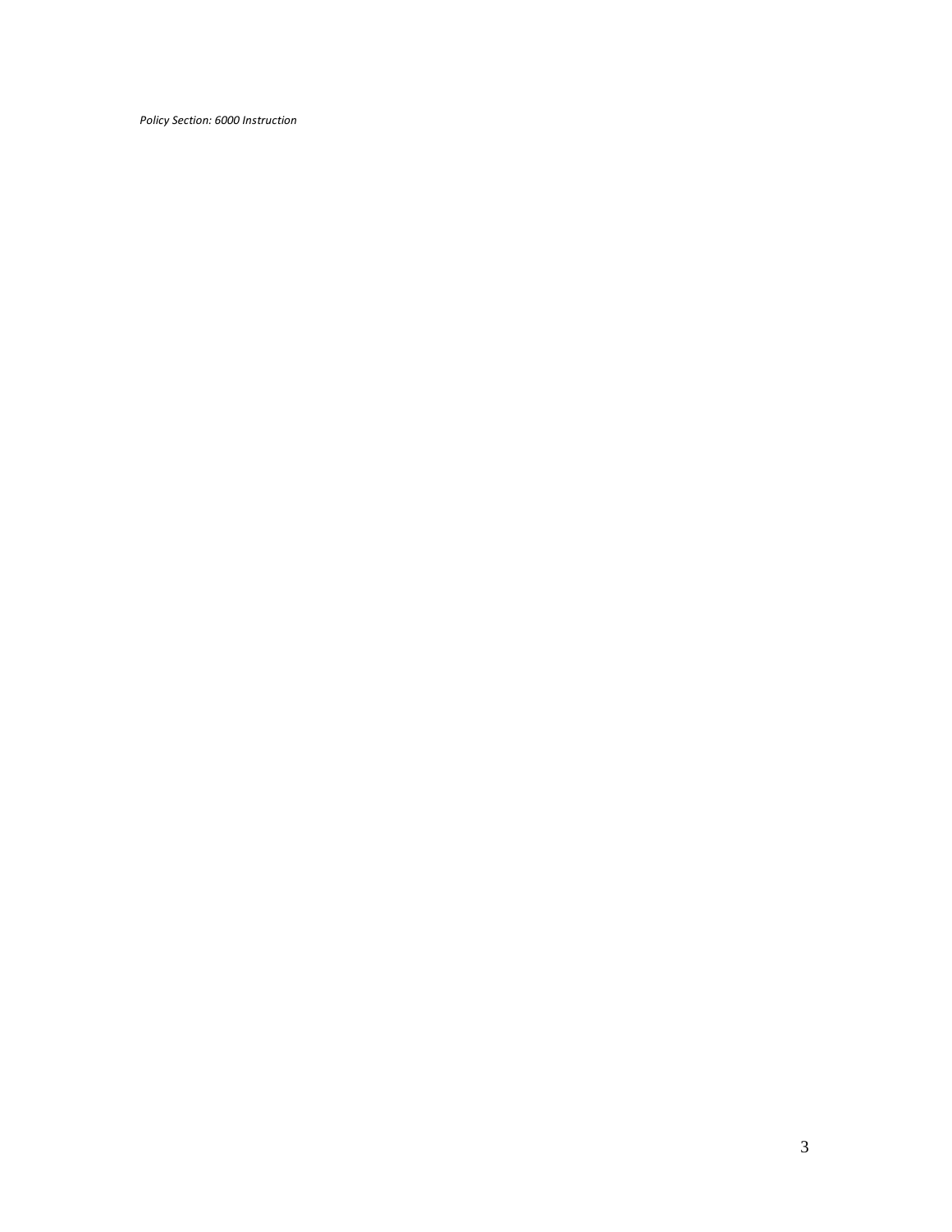*Policy Section: 6000 Instruction*